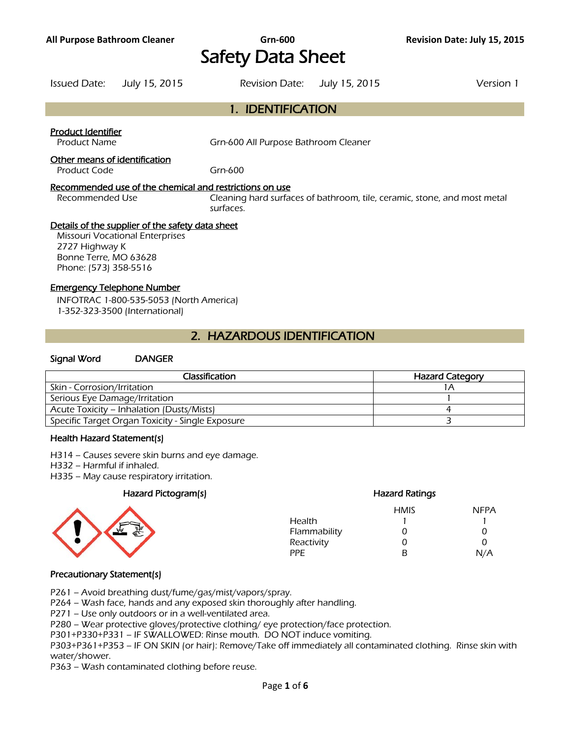# Safety Data Sheet

Issued Date: July 15, 2015 Revision Date: July 15, 2015 Version 1

## 1. IDENTIFICATION

**Product Identifier**

Product Name: Grn-600 All Purpose Bathroom Cleaner

**Other means of identification**

Product Code: Grn-600

**Recommended use of the chemical and restrictions on use**

Recommended Use: Cleaning hard surfaces of bathroom, tile, ceramic, stone, and most metal surfaces.

**Details of the supplier of the safety data sheet**

Missouri Vocational Enterprises
2727 Highway K
Bonne Terre, MO 63628
Phone: (573) 358-5516

**Emergency Telephone Number**

INFOTRAC 1-800-535-5053 (North America)
1-352-323-3500 (International)

## 2. HAZARDOUS IDENTIFICATION

**Signal Word** DANGER

| Classification | Hazard Category |
| --- | --- |
| Skin - Corrosion/Irritation | 1A |
| Serious Eye Damage/Irritation | 1 |
| Acute Toxicity – Inhalation (Dusts/Mists) | 4 |
| Specific Target Organ Toxicity - Single Exposure | 3 |

**Health Hazard Statement(s)**

H314 – Causes severe skin burns and eye damage.
H332 – Harmful if inhaled.
H335 – May cause respiratory irritation.

**Hazard Pictogram(s)**

**Hazard Ratings**

| | HMIS | NFPA |
| --- | --- | --- |
| Health | 1 | 1 |
| Flammability | 0 | 0 |
| Reactivity | 0 | 0 |
| PPE | B | N/A |

**Precautionary Statement(s)**

P261 – Avoid breathing dust/fume/gas/mist/vapors/spray.
P264 – Wash face, hands and any exposed skin thoroughly after handling.
P271 – Use only outdoors or in a well-ventilated area.
P280 – Wear protective gloves/protective clothing/ eye protection/face protection.
P301+P330+P331 – IF SWALLOWED: Rinse mouth. DO NOT induce vomiting.
P303+P361+P353 – IF ON SKIN (or hair): Remove/Take off immediately all contaminated clothing. Rinse skin with water/shower.
P363 – Wash contaminated clothing before reuse.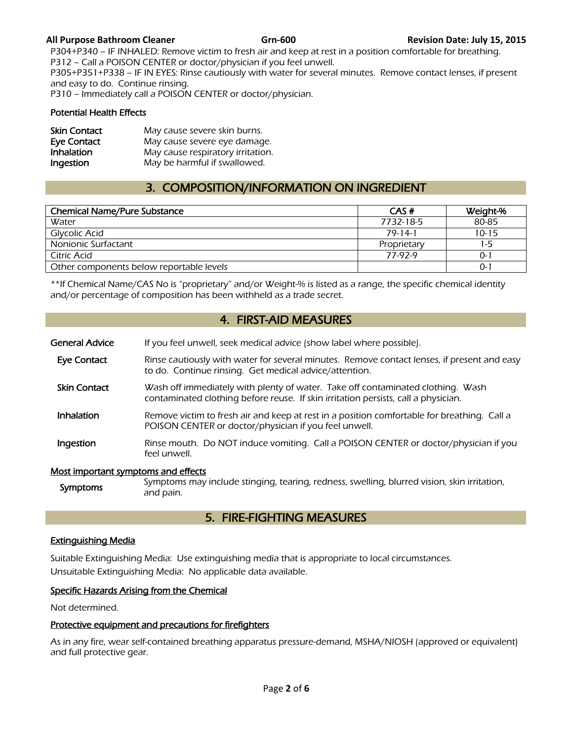P304+P340 – IF INHALED: Remove victim to fresh air and keep at rest in a position comfortable for breathing.
P312 – Call a POISON CENTER or doctor/physician if you feel unwell.
P305+P351+P338 – IF IN EYES: Rinse cautiously with water for several minutes. Remove contact lenses, if present and easy to do. Continue rinsing.
P310 – Immediately call a POISON CENTER or doctor/physician.

### Potential Health Effects

| | |
|---|---|
| **Skin Contact** | May cause severe skin burns. |
| **Eye Contact** | May cause severe eye damage. |
| **Inhalation** | May cause respiratory irritation. |
| **Ingestion** | May be harmful if swallowed. |

## 3. COMPOSITION/INFORMATION ON INGREDIENT

| Chemical Name/Pure Substance | CAS # | Weight-% |
|---|---|---|
| Water | 7732-18-5 | 80-85 |
| Glycolic Acid | 79-14-1 | 10-15 |
| Nonionic Surfactant | Proprietary | 1-5 |
| Citric Acid | 77-92-9 | 0-1 |
| Other components below reportable levels | | 0-1 |

**If Chemical Name/CAS No is "proprietary" and/or Weight-% is listed as a range, the specific chemical identity and/or percentage of composition has been withheld as a trade secret.

## 4. FIRST-AID MEASURES

| | |
|---|---|
| **General Advice** | If you feel unwell, seek medical advice (show label where possible). |
| **Eye Contact** | Rinse cautiously with water for several minutes. Remove contact lenses, if present and easy to do. Continue rinsing. Get medical advice/attention. |
| **Skin Contact** | Wash off immediately with plenty of water. Take off contaminated clothing. Wash contaminated clothing before reuse. If skin irritation persists, call a physician. |
| **Inhalation** | Remove victim to fresh air and keep at rest in a position comfortable for breathing. Call a POISON CENTER or doctor/physician if you feel unwell. |
| **Ingestion** | Rinse mouth. Do NOT induce vomiting. Call a POISON CENTER or doctor/physician if you feel unwell. |

### Most important symptoms and effects

| | |
|---|---|
| **Symptoms** | Symptoms may include stinging, tearing, redness, swelling, blurred vision, skin irritation, and pain. |

## 5. FIRE-FIGHTING MEASURES

### Extinguishing Media

Suitable Extinguishing Media: Use extinguishing media that is appropriate to local circumstances.
Unsuitable Extinguishing Media: No applicable data available.

### Specific Hazards Arising from the Chemical

Not determined.

### Protective equipment and precautions for firefighters

As in any fire, wear self-contained breathing apparatus pressure-demand, MSHA/NIOSH (approved or equivalent) and full protective gear.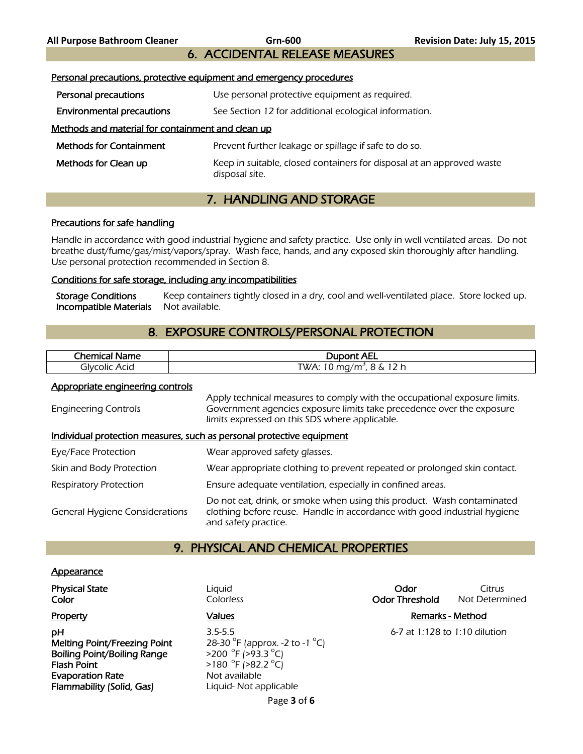## 6. ACCIDENTAL RELEASE MEASURES

**Personal precautions, protective equipment and emergency procedures**

| | |
|---|---|
| **Personal precautions** | Use personal protective equipment as required. |
| **Environmental precautions** | See Section 12 for additional ecological information. |

**Methods and material for containment and clean up**

| | |
|---|---|
| **Methods for Containment** | Prevent further leakage or spillage if safe to do so. |
| **Methods for Clean up** | Keep in suitable, closed containers for disposal at an approved waste disposal site. |

## 7. HANDLING AND STORAGE

**Precautions for safe handling**

Handle in accordance with good industrial hygiene and safety practice. Use only in well ventilated areas. Do not breathe dust/fume/gas/mist/vapors/spray. Wash face, hands, and any exposed skin thoroughly after handling. Use personal protection recommended in Section 8.

**Conditions for safe storage, including any incompatibilities**

| | |
|---|---|
| **Storage Conditions** | Keep containers tightly closed in a dry, cool and well-ventilated place. Store locked up. |
| **Incompatible Materials** | Not available. |

## 8. EXPOSURE CONTROLS/PERSONAL PROTECTION

| Chemical Name | Dupont AEL |
|---|---|
| Glycolic Acid | TWA: 10 $mg/m^3$, 8 & 12 h |

**Appropriate engineering controls**

| | |
|---|---|
| Engineering Controls | Apply technical measures to comply with the occupational exposure limits. Government agencies exposure limits take precedence over the exposure limits expressed on this SDS where applicable. |

**Individual protection measures, such as personal protective equipment**

| | |
|---|---|
| Eye/Face Protection | Wear approved safety glasses. |
| Skin and Body Protection | Wear appropriate clothing to prevent repeated or prolonged skin contact. |
| Respiratory Protection | Ensure adequate ventilation, especially in confined areas. |
| General Hygiene Considerations | Do not eat, drink, or smoke when using this product. Wash contaminated clothing before reuse. Handle in accordance with good industrial hygiene and safety practice. |

## 9. PHYSICAL AND CHEMICAL PROPERTIES

**Appearance**

| | | | |
|---|---|---|---|
| **Physical State** | Liquid | **Odor** | Citrus |
| **Color** | Colorless | **Odor Threshold** | Not Determined |

| Property | Values | Remarks - Method |
|---|---|---|
| **pH** | 3.5-5.5 | 6-7 at 1:128 to 1:10 dilution |
| **Melting Point/Freezing Point** | 28-30 °F (approx. -2 to -1 °C) | |
| **Boiling Point/Boiling Range** | >200 °F (>93.3 °C) | |
| **Flash Point** | >180 °F (>82.2 °C) | |
| **Evaporation Rate** | Not available | |
| **Flammability (Solid, Gas)** | Liquid- Not applicable | |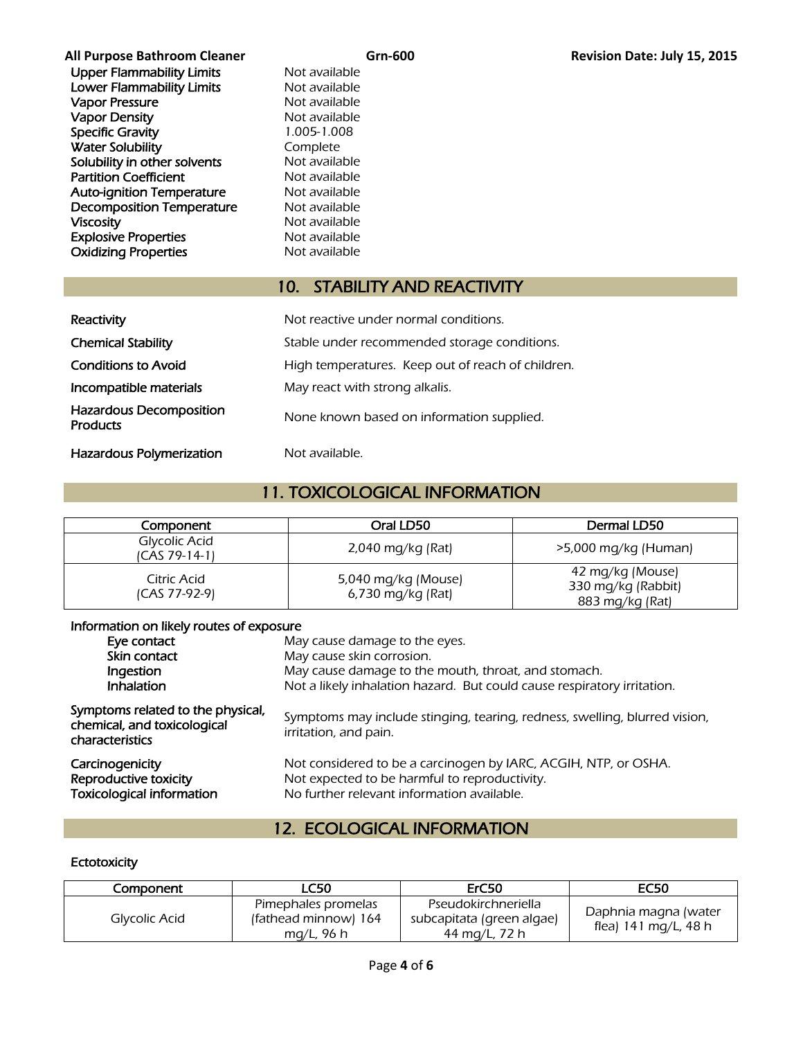| | |
|---|---|
| Upper Flammability Limits | Not available |
| Lower Flammability Limits | Not available |
| Vapor Pressure | Not available |
| Vapor Density | Not available |
| Specific Gravity | 1.005-1.008 |
| Water Solubility | Complete |
| Solubility in other solvents | Not available |
| Partition Coefficient | Not available |
| Auto-ignition Temperature | Not available |
| Decomposition Temperature | Not available |
| Viscosity | Not available |
| Explosive Properties | Not available |
| Oxidizing Properties | Not available |

## 10. STABILITY AND REACTIVITY

| | |
|---|---|
| Reactivity | Not reactive under normal conditions. |
| Chemical Stability | Stable under recommended storage conditions. |
| Conditions to Avoid | High temperatures. Keep out of reach of children. |
| Incompatible materials | May react with strong alkalis. |
| Hazardous Decomposition Products | None known based on information supplied. |
| Hazardous Polymerization | Not available. |

## 11. TOXICOLOGICAL INFORMATION

| Component | Oral LD50 | Dermal LD50 |
|---|---|---|
| Glycolic Acid (CAS 79-14-1) | 2,040 mg/kg (Rat) | >5,000 mg/kg (Human) |
| Citric Acid (CAS 77-92-9) | 5,040 mg/kg (Mouse)<br>6,730 mg/kg (Rat) | 42 mg/kg (Mouse)<br>330 mg/kg (Rabbit)<br>883 mg/kg (Rat) |

**Information on likely routes of exposure**

| | |
|---|---|
| Eye contact | May cause damage to the eyes. |
| Skin contact | May cause skin corrosion. |
| Ingestion | May cause damage to the mouth, throat, and stomach. |
| Inhalation | Not a likely inhalation hazard. But could cause respiratory irritation. |

| | |
|---|---|
| Symptoms related to the physical, chemical, and toxicological characteristics | Symptoms may include stinging, tearing, redness, swelling, blurred vision, irritation, and pain. |
| Carcinogenicity | Not considered to be a carcinogen by IARC, ACGIH, NTP, or OSHA. |
| Reproductive toxicity | Not expected to be harmful to reproductivity. |
| Toxicological information | No further relevant information available. |

## 12. ECOLOGICAL INFORMATION

**Ectotoxicity**

| Component | LC50 | ErC50 | EC50 |
|---|---|---|---|
| Glycolic Acid | Pimephales promelas (fathead minnow) 164 mg/L, 96 h | Pseudokirchneriella subcapitata (green algae) 44 mg/L, 72 h | Daphnia magna (water flea) 141 mg/L, 48 h |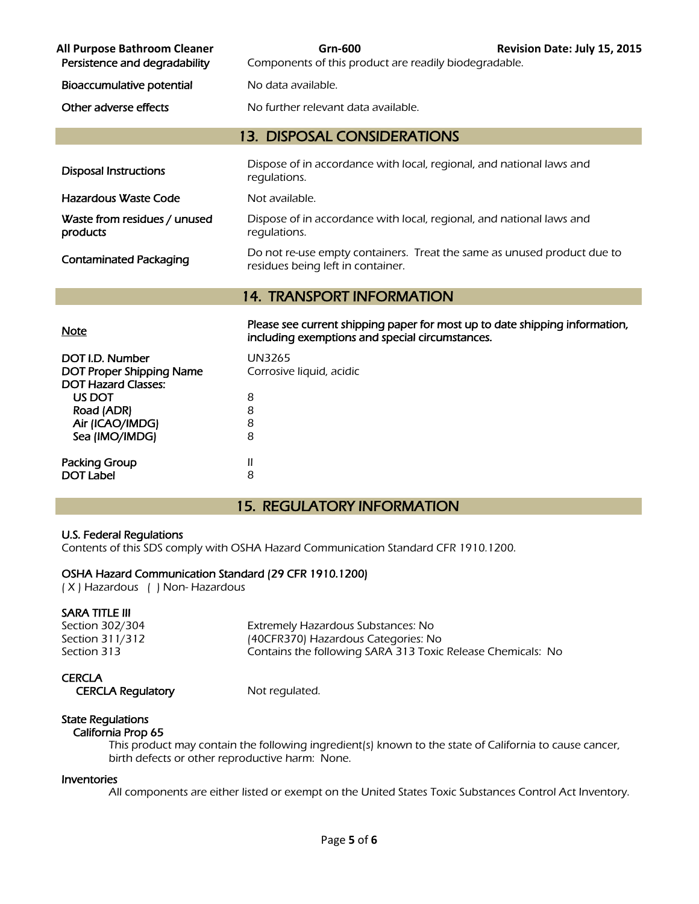| | |
|---|---|
| Persistence and degradability | Components of this product are readily biodegradable. |
| Bioaccumulative potential | No data available. |
| Other adverse effects | No further relevant data available. |

## 13. DISPOSAL CONSIDERATIONS

| | |
|---|---|
| Disposal Instructions | Dispose of in accordance with local, regional, and national laws and regulations. |
| Hazardous Waste Code | Not available. |
| Waste from residues / unused products | Dispose of in accordance with local, regional, and national laws and regulations. |
| Contaminated Packaging | Do not re-use empty containers. Treat the same as unused product due to residues being left in container. |

## 14. TRANSPORT INFORMATION

| | |
|---|---|
| Note | **Please see current shipping paper for most up to date shipping information, including exemptions and special circumstances.** |
| DOT I.D. Number | UN3265 |
| DOT Proper Shipping Name | Corrosive liquid, acidic |
| DOT Hazard Classes: | |
| US DOT | 8 |
| Road (ADR) | 8 |
| Air (ICAO/IMDG) | 8 |
| Sea (IMO/IMDG) | 8 |
| Packing Group | II |
| DOT Label | 8 |

## 15. REGULATORY INFORMATION

**U.S. Federal Regulations**

Contents of this SDS comply with OSHA Hazard Communication Standard CFR 1910.1200.

**OSHA Hazard Communication Standard (29 CFR 1910.1200)**

( X ) Hazardous ( ) Non- Hazardous

**SARA TITLE III**

| | |
|---|---|
| Section 302/304 | Extremely Hazardous Substances: No |
| Section 311/312 | (40CFR370) Hazardous Categories: No |
| Section 313 | Contains the following SARA 313 Toxic Release Chemicals: No |

**CERCLA**

| | |
|---|---|
| CERCLA Regulatory | Not regulated. |

**State Regulations**

**California Prop 65**

This product may contain the following ingredient(s) known to the state of California to cause cancer, birth defects or other reproductive harm: None.

**Inventories**

All components are either listed or exempt on the United States Toxic Substances Control Act Inventory.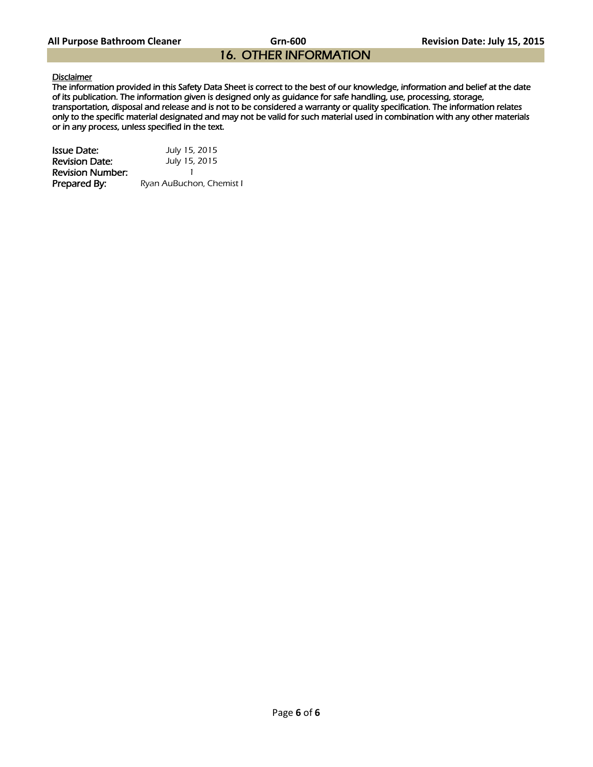## 16. OTHER INFORMATION

Disclaimer

The information provided in this Safety Data Sheet is correct to the best of our knowledge, information and belief at the date of its publication. The information given is designed only as guidance for safe handling, use, processing, storage, transportation, disposal and release and is not to be considered a warranty or quality specification. The information relates only to the specific material designated and may not be valid for such material used in combination with any other materials or in any process, unless specified in the text.

| | |
|---|---|
| **Issue Date:** | July 15, 2015 |
| **Revision Date:** | July 15, 2015 |
| **Revision Number:** | 1 |
| **Prepared By:** | Ryan AuBuchon, Chemist I |